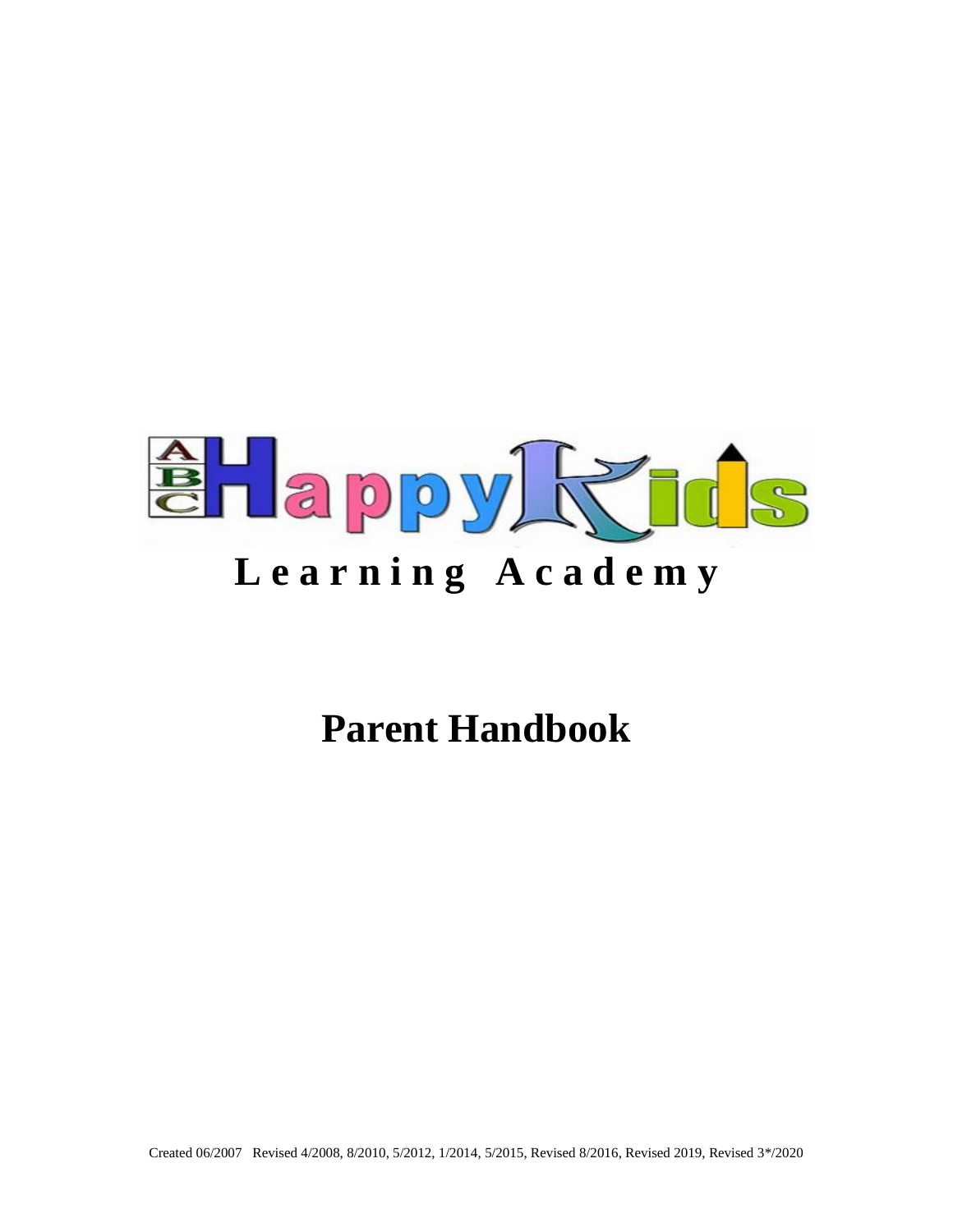# Happy Kids

## Learning Academy

# Parent Handbook

Created 06/2007 Revised 4/2008, 8/2010, 5/2012, 1/2014, 5/2015, Revised 8/2016, Revised 2019, Revised 3*/2020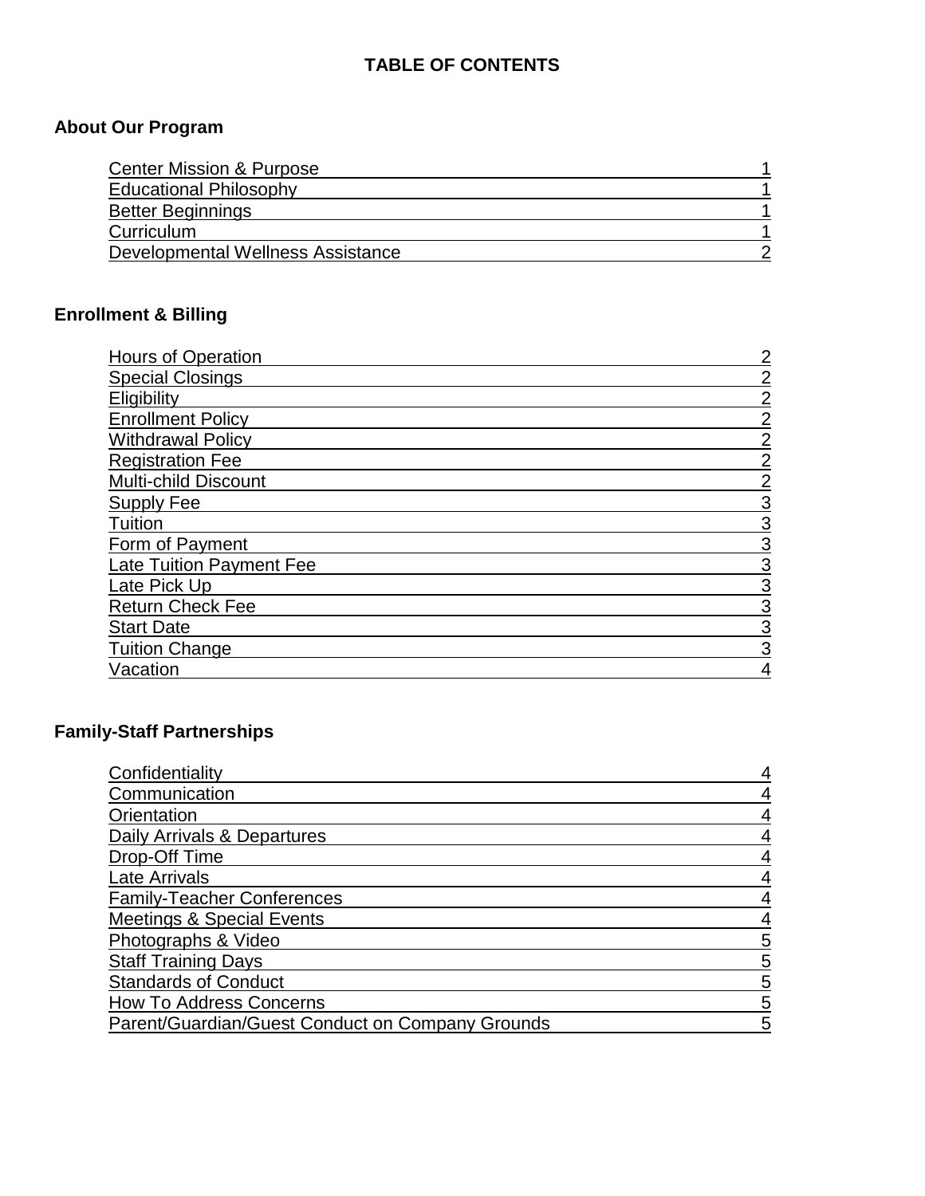# TABLE OF CONTENTS

## About Our Program

| Section | Page |
| --- | --- |
| Center Mission & Purpose | 1 |
| Educational Philosophy | 1 |
| Better Beginnings | 1 |
| Curriculum | 1 |
| Developmental Wellness Assistance | 2 |

## Enrollment & Billing

| Section | Page |
| --- | --- |
| Hours of Operation | 2 |
| Special Closings | 2 |
| Eligibility | 2 |
| Enrollment Policy | 2 |
| Withdrawal Policy | 2 |
| Registration Fee | 2 |
| Multi-child Discount | 2 |
| Supply Fee | 3 |
| Tuition | 3 |
| Form of Payment | 3 |
| Late Tuition Payment Fee | 3 |
| Late Pick Up | 3 |
| Return Check Fee | 3 |
| Start Date | 3 |
| Tuition Change | 3 |
| Vacation | 4 |

## Family-Staff Partnerships

| Section | Page |
| --- | --- |
| Confidentiality | 4 |
| Communication | 4 |
| Orientation | 4 |
| Daily Arrivals & Departures | 4 |
| Drop-Off Time | 4 |
| Late Arrivals | 4 |
| Family-Teacher Conferences | 4 |
| Meetings & Special Events | 4 |
| Photographs & Video | 5 |
| Staff Training Days | 5 |
| Standards of Conduct | 5 |
| How To Address Concerns | 5 |
| Parent/Guardian/Guest Conduct on Company Grounds | 5 |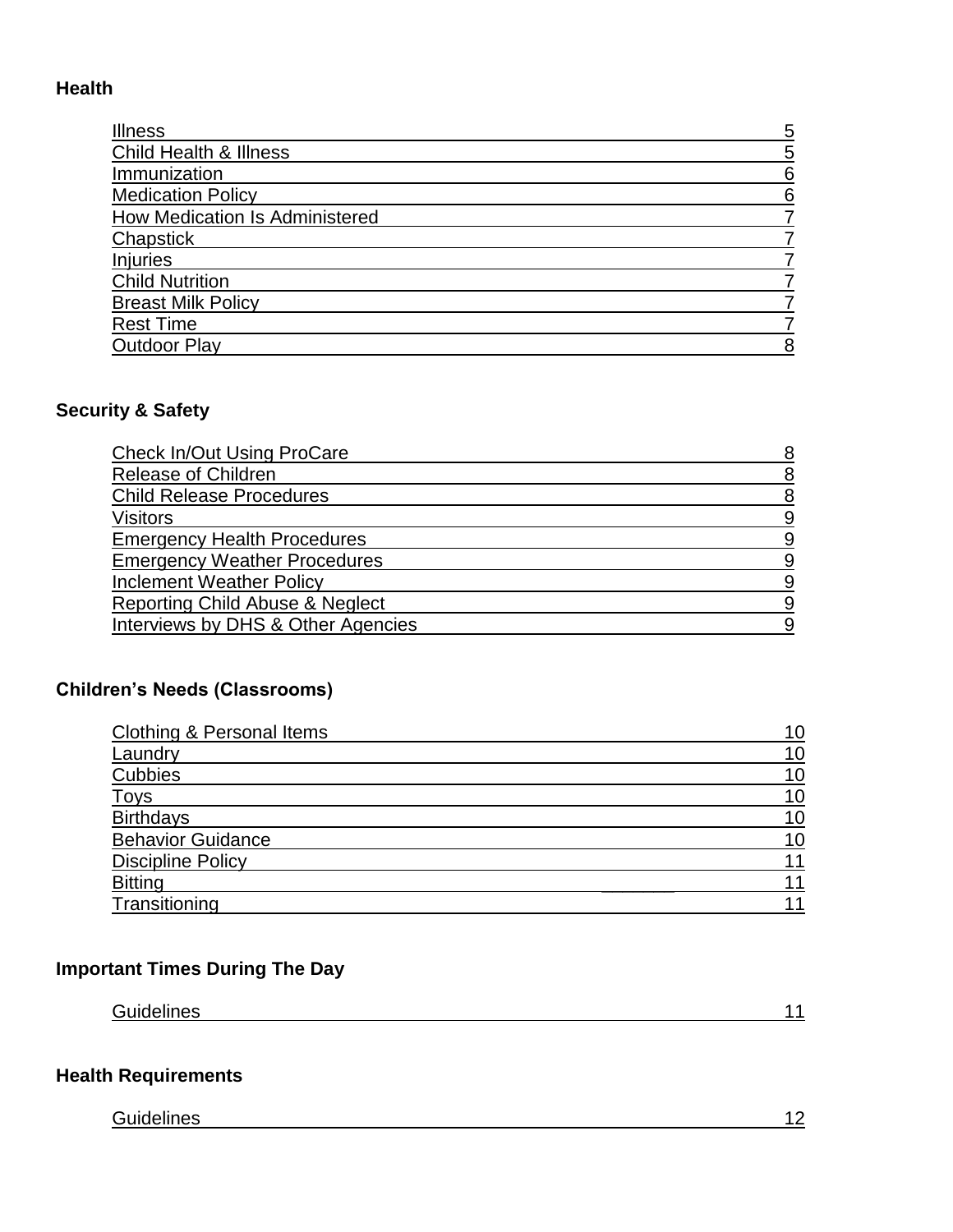**Health**

| | |
|---|---|
| Illness | 5 |
| Child Health & Illness | 5 |
| Immunization | 6 |
| Medication Policy | 6 |
| How Medication Is Administered | 7 |
| Chapstick | 7 |
| Injuries | 7 |
| Child Nutrition | 7 |
| Breast Milk Policy | 7 |
| Rest Time | 7 |
| Outdoor Play | 8 |

**Security & Safety**

| | |
|---|---|
| Check In/Out Using ProCare | 8 |
| Release of Children | 8 |
| Child Release Procedures | 8 |
| Visitors | 9 |
| Emergency Health Procedures | 9 |
| Emergency Weather Procedures | 9 |
| Inclement Weather Policy | 9 |
| Reporting Child Abuse & Neglect | 9 |
| Interviews by DHS & Other Agencies | 9 |

**Children's Needs (Classrooms)**

| | |
|---|---|
| Clothing & Personal Items | 10 |
| Laundry | 10 |
| Cubbies | 10 |
| Toys | 10 |
| Birthdays | 10 |
| Behavior Guidance | 10 |
| Discipline Policy | 11 |
| Bitting | 11 |
| Transitioning | 11 |

**Important Times During The Day**

| | |
|---|---|
| Guidelines | 11 |

**Health Requirements**

| | |
|---|---|
| Guidelines | 12 |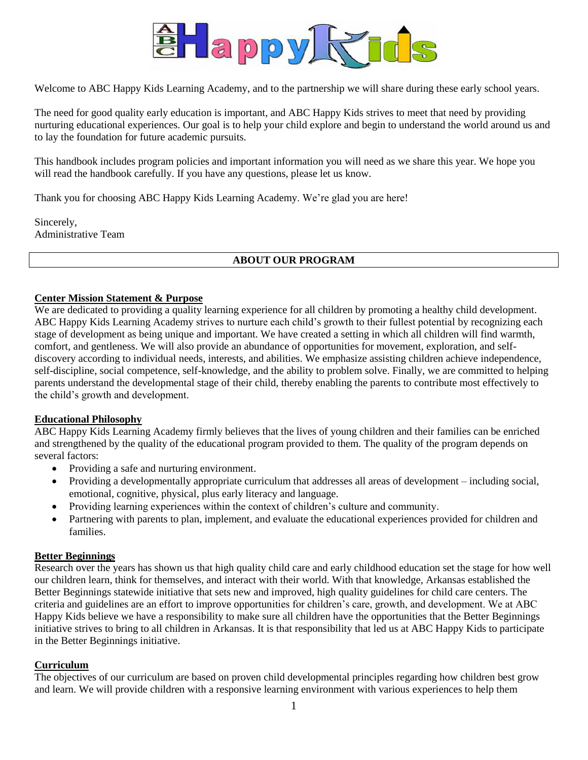Welcome to ABC Happy Kids Learning Academy, and to the partnership we will share during these early school years.

The need for good quality early education is important, and ABC Happy Kids strives to meet that need by providing nurturing educational experiences. Our goal is to help your child explore and begin to understand the world around us and to lay the foundation for future academic pursuits.

This handbook includes program policies and important information you will need as we share this year. We hope you will read the handbook carefully. If you have any questions, please let us know.

Thank you for choosing ABC Happy Kids Learning Academy. We're glad you are here!

Sincerely,
Administrative Team

## ABOUT OUR PROGRAM

### Center Mission Statement & Purpose

We are dedicated to providing a quality learning experience for all children by promoting a healthy child development. ABC Happy Kids Learning Academy strives to nurture each child's growth to their fullest potential by recognizing each stage of development as being unique and important. We have created a setting in which all children will find warmth, comfort, and gentleness. We will also provide an abundance of opportunities for movement, exploration, and self-discovery according to individual needs, interests, and abilities. We emphasize assisting children achieve independence, self-discipline, social competence, self-knowledge, and the ability to problem solve. Finally, we are committed to helping parents understand the developmental stage of their child, thereby enabling the parents to contribute most effectively to the child's growth and development.

### Educational Philosophy

ABC Happy Kids Learning Academy firmly believes that the lives of young children and their families can be enriched and strengthened by the quality of the educational program provided to them. The quality of the program depends on several factors:

- Providing a safe and nurturing environment.
- Providing a developmentally appropriate curriculum that addresses all areas of development – including social, emotional, cognitive, physical, plus early literacy and language.
- Providing learning experiences within the context of children's culture and community.
- Partnering with parents to plan, implement, and evaluate the educational experiences provided for children and families.

### Better Beginnings

Research over the years has shown us that high quality child care and early childhood education set the stage for how well our children learn, think for themselves, and interact with their world. With that knowledge, Arkansas established the Better Beginnings statewide initiative that sets new and improved, high quality guidelines for child care centers. The criteria and guidelines are an effort to improve opportunities for children's care, growth, and development. We at ABC Happy Kids believe we have a responsibility to make sure all children have the opportunities that the Better Beginnings initiative strives to bring to all children in Arkansas. It is that responsibility that led us at ABC Happy Kids to participate in the Better Beginnings initiative.

### Curriculum

The objectives of our curriculum are based on proven child developmental principles regarding how children best grow and learn. We will provide children with a responsive learning environment with various experiences to help them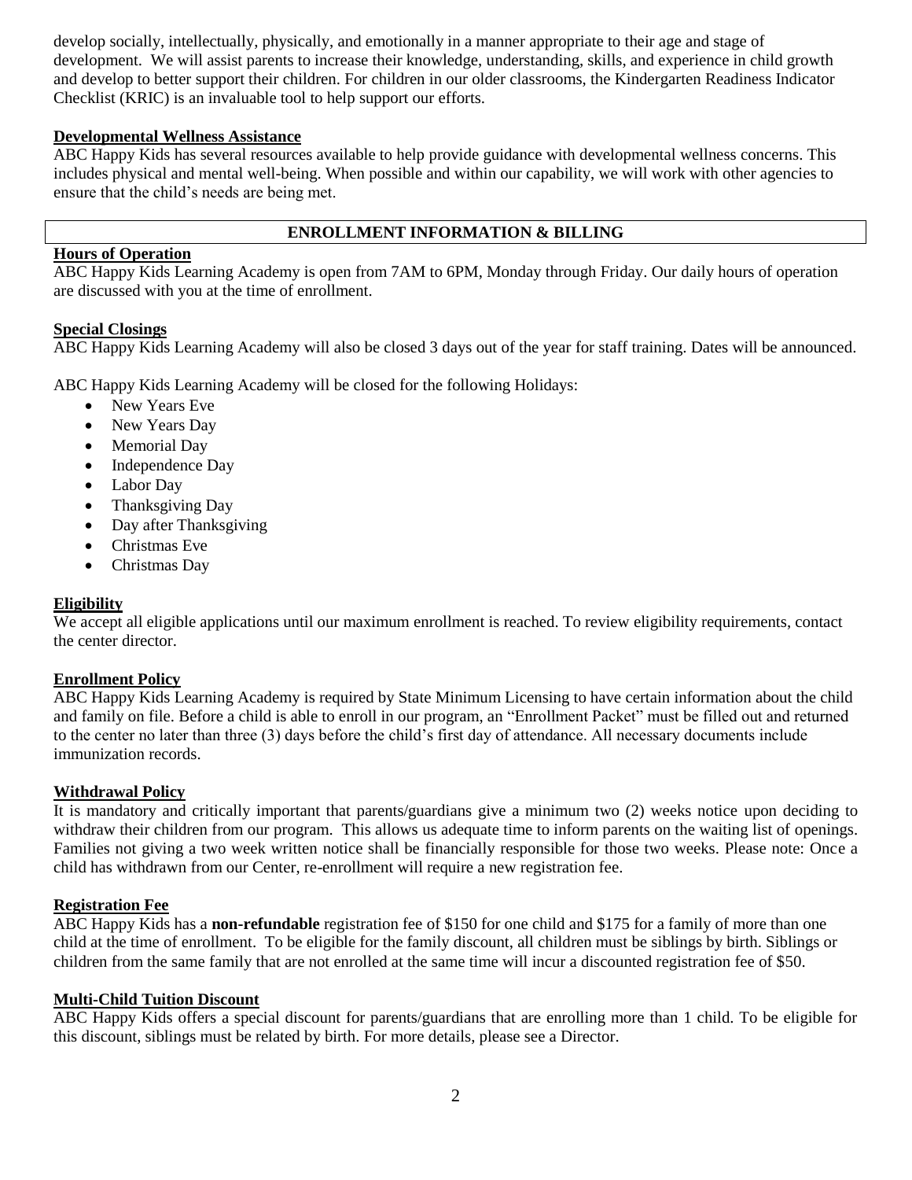develop socially, intellectually, physically, and emotionally in a manner appropriate to their age and stage of development. We will assist parents to increase their knowledge, understanding, skills, and experience in child growth and develop to better support their children. For children in our older classrooms, the Kindergarten Readiness Indicator Checklist (KRIC) is an invaluable tool to help support our efforts.

**Developmental Wellness Assistance**

ABC Happy Kids has several resources available to help provide guidance with developmental wellness concerns. This includes physical and mental well-being. When possible and within our capability, we will work with other agencies to ensure that the child's needs are being met.

## ENROLLMENT INFORMATION & BILLING

**Hours of Operation**

ABC Happy Kids Learning Academy is open from 7AM to 6PM, Monday through Friday. Our daily hours of operation are discussed with you at the time of enrollment.

**Special Closings**

ABC Happy Kids Learning Academy will also be closed 3 days out of the year for staff training. Dates will be announced.

ABC Happy Kids Learning Academy will be closed for the following Holidays:

- New Years Eve
- New Years Day
- Memorial Day
- Independence Day
- Labor Day
- Thanksgiving Day
- Day after Thanksgiving
- Christmas Eve
- Christmas Day

**Eligibility**

We accept all eligible applications until our maximum enrollment is reached. To review eligibility requirements, contact the center director.

**Enrollment Policy**

ABC Happy Kids Learning Academy is required by State Minimum Licensing to have certain information about the child and family on file. Before a child is able to enroll in our program, an "Enrollment Packet" must be filled out and returned to the center no later than three (3) days before the child's first day of attendance. All necessary documents include immunization records.

**Withdrawal Policy**

It is mandatory and critically important that parents/guardians give a minimum two (2) weeks notice upon deciding to withdraw their children from our program. This allows us adequate time to inform parents on the waiting list of openings. Families not giving a two week written notice shall be financially responsible for those two weeks. Please note: Once a child has withdrawn from our Center, re-enrollment will require a new registration fee.

**Registration Fee**

ABC Happy Kids has a **non-refundable** registration fee of $150 for one child and $175 for a family of more than one child at the time of enrollment. To be eligible for the family discount, all children must be siblings by birth. Siblings or children from the same family that are not enrolled at the same time will incur a discounted registration fee of $50.

**Multi-Child Tuition Discount**

ABC Happy Kids offers a special discount for parents/guardians that are enrolling more than 1 child. To be eligible for this discount, siblings must be related by birth. For more details, please see a Director.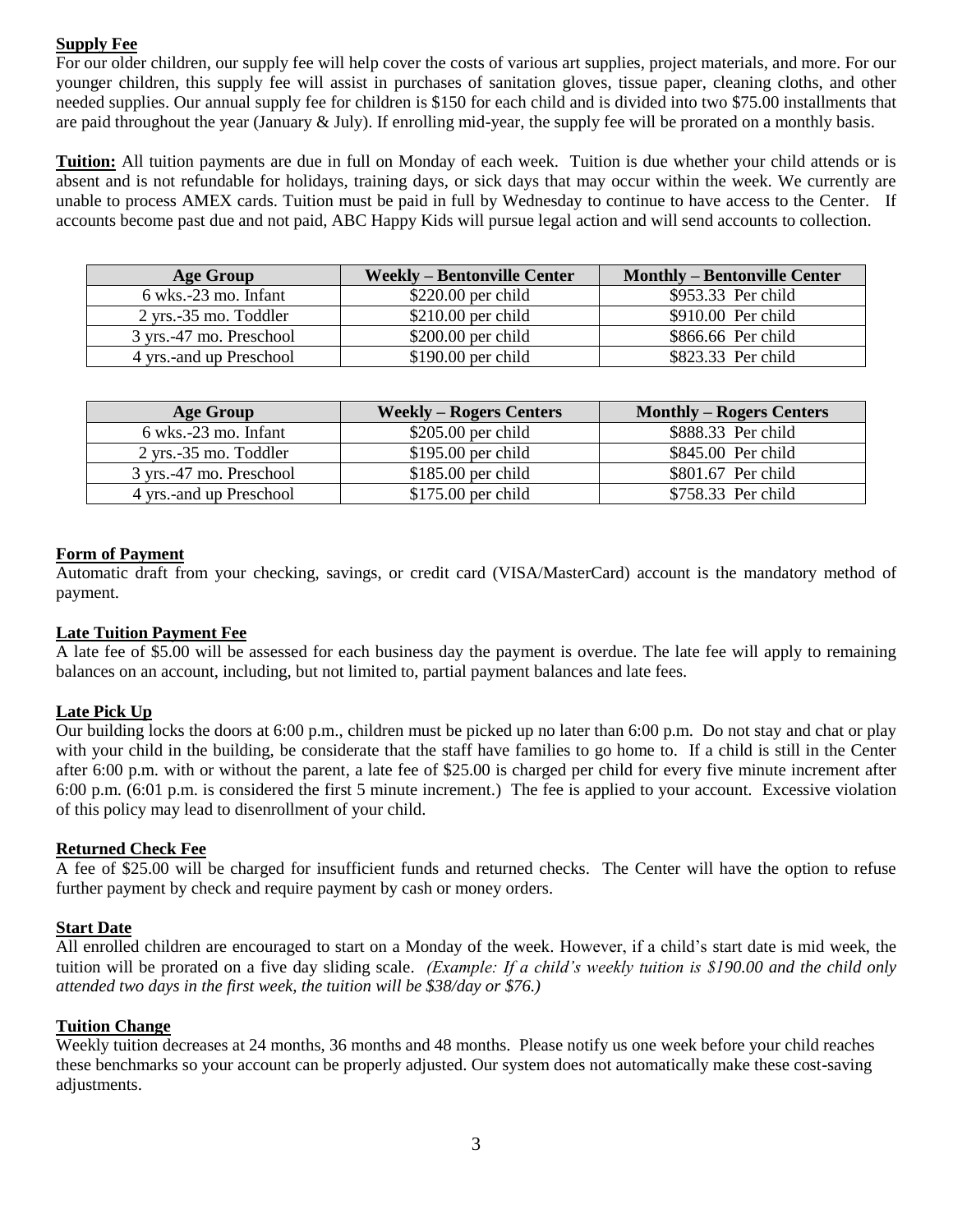**Supply Fee**

For our older children, our supply fee will help cover the costs of various art supplies, project materials, and more. For our younger children, this supply fee will assist in purchases of sanitation gloves, tissue paper, cleaning cloths, and other needed supplies. Our annual supply fee for children is $150 for each child and is divided into two $75.00 installments that are paid throughout the year (January & July). If enrolling mid-year, the supply fee will be prorated on a monthly basis.

**Tuition:** All tuition payments are due in full on Monday of each week. Tuition is due whether your child attends or is absent and is not refundable for holidays, training days, or sick days that may occur within the week. We currently are unable to process AMEX cards. Tuition must be paid in full by Wednesday to continue to have access to the Center. If accounts become past due and not paid, ABC Happy Kids will pursue legal action and will send accounts to collection.

| Age Group | Weekly – Bentonville Center | Monthly – Bentonville Center |
|---|---|---|
| 6 wks.-23 mo. Infant | $220.00 per child | $953.33 Per child |
| 2 yrs.-35 mo. Toddler | $210.00 per child | $910.00 Per child |
| 3 yrs.-47 mo. Preschool | $200.00 per child | $866.66 Per child |
| 4 yrs.-and up Preschool | $190.00 per child | $823.33 Per child |

| Age Group | Weekly – Rogers Centers | Monthly – Rogers Centers |
|---|---|---|
| 6 wks.-23 mo. Infant | $205.00 per child | $888.33 Per child |
| 2 yrs.-35 mo. Toddler | $195.00 per child | $845.00 Per child |
| 3 yrs.-47 mo. Preschool | $185.00 per child | $801.67 Per child |
| 4 yrs.-and up Preschool | $175.00 per child | $758.33 Per child |

**Form of Payment**

Automatic draft from your checking, savings, or credit card (VISA/MasterCard) account is the mandatory method of payment.

**Late Tuition Payment Fee**

A late fee of $5.00 will be assessed for each business day the payment is overdue. The late fee will apply to remaining balances on an account, including, but not limited to, partial payment balances and late fees.

**Late Pick Up**

Our building locks the doors at 6:00 p.m., children must be picked up no later than 6:00 p.m. Do not stay and chat or play with your child in the building, be considerate that the staff have families to go home to. If a child is still in the Center after 6:00 p.m. with or without the parent, a late fee of $25.00 is charged per child for every five minute increment after 6:00 p.m. (6:01 p.m. is considered the first 5 minute increment.) The fee is applied to your account. Excessive violation of this policy may lead to disenrollment of your child.

**Returned Check Fee**

A fee of $25.00 will be charged for insufficient funds and returned checks. The Center will have the option to refuse further payment by check and require payment by cash or money orders.

**Start Date**

All enrolled children are encouraged to start on a Monday of the week. However, if a child's start date is mid week, the tuition will be prorated on a five day sliding scale. *(Example: If a child's weekly tuition is $190.00 and the child only attended two days in the first week, the tuition will be $38/day or $76.)*

**Tuition Change**

Weekly tuition decreases at 24 months, 36 months and 48 months. Please notify us one week before your child reaches these benchmarks so your account can be properly adjusted. Our system does not automatically make these cost-saving adjustments.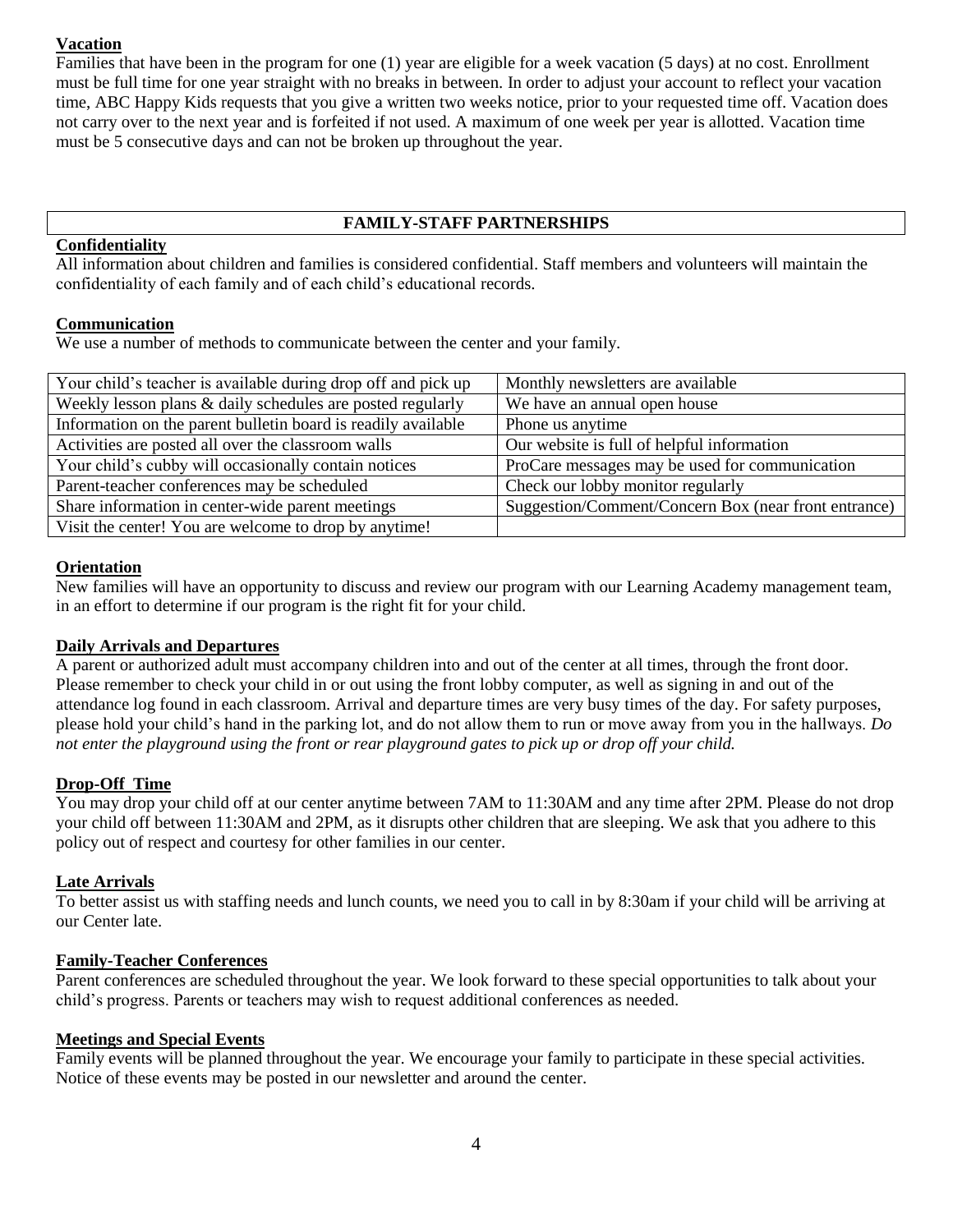### Vacation

Families that have been in the program for one (1) year are eligible for a week vacation (5 days) at no cost. Enrollment must be full time for one year straight with no breaks in between. In order to adjust your account to reflect your vacation time, ABC Happy Kids requests that you give a written two weeks notice, prior to your requested time off. Vacation does not carry over to the next year and is forfeited if not used. A maximum of one week per year is allotted. Vacation time must be 5 consecutive days and can not be broken up throughout the year.

## FAMILY-STAFF PARTNERSHIPS

### Confidentiality

All information about children and families is considered confidential. Staff members and volunteers will maintain the confidentiality of each family and of each child's educational records.

### Communication

We use a number of methods to communicate between the center and your family.

| | |
|---|---|
| Your child's teacher is available during drop off and pick up | Monthly newsletters are available |
| Weekly lesson plans & daily schedules are posted regularly | We have an annual open house |
| Information on the parent bulletin board is readily available | Phone us anytime |
| Activities are posted all over the classroom walls | Our website is full of helpful information |
| Your child's cubby will occasionally contain notices | ProCare messages may be used for communication |
| Parent-teacher conferences may be scheduled | Check our lobby monitor regularly |
| Share information in center-wide parent meetings | Suggestion/Comment/Concern Box (near front entrance) |
| Visit the center! You are welcome to drop by anytime! | |

### Orientation

New families will have an opportunity to discuss and review our program with our Learning Academy management team, in an effort to determine if our program is the right fit for your child.

### Daily Arrivals and Departures

A parent or authorized adult must accompany children into and out of the center at all times, through the front door. Please remember to check your child in or out using the front lobby computer, as well as signing in and out of the attendance log found in each classroom. Arrival and departure times are very busy times of the day. For safety purposes, please hold your child's hand in the parking lot, and do not allow them to run or move away from you in the hallways. *Do not enter the playground using the front or rear playground gates to pick up or drop off your child.*

### Drop-Off Time

You may drop your child off at our center anytime between 7AM to 11:30AM and any time after 2PM. Please do not drop your child off between 11:30AM and 2PM, as it disrupts other children that are sleeping. We ask that you adhere to this policy out of respect and courtesy for other families in our center.

### Late Arrivals

To better assist us with staffing needs and lunch counts, we need you to call in by 8:30am if your child will be arriving at our Center late.

### Family-Teacher Conferences

Parent conferences are scheduled throughout the year. We look forward to these special opportunities to talk about your child's progress. Parents or teachers may wish to request additional conferences as needed.

### Meetings and Special Events

Family events will be planned throughout the year. We encourage your family to participate in these special activities. Notice of these events may be posted in our newsletter and around the center.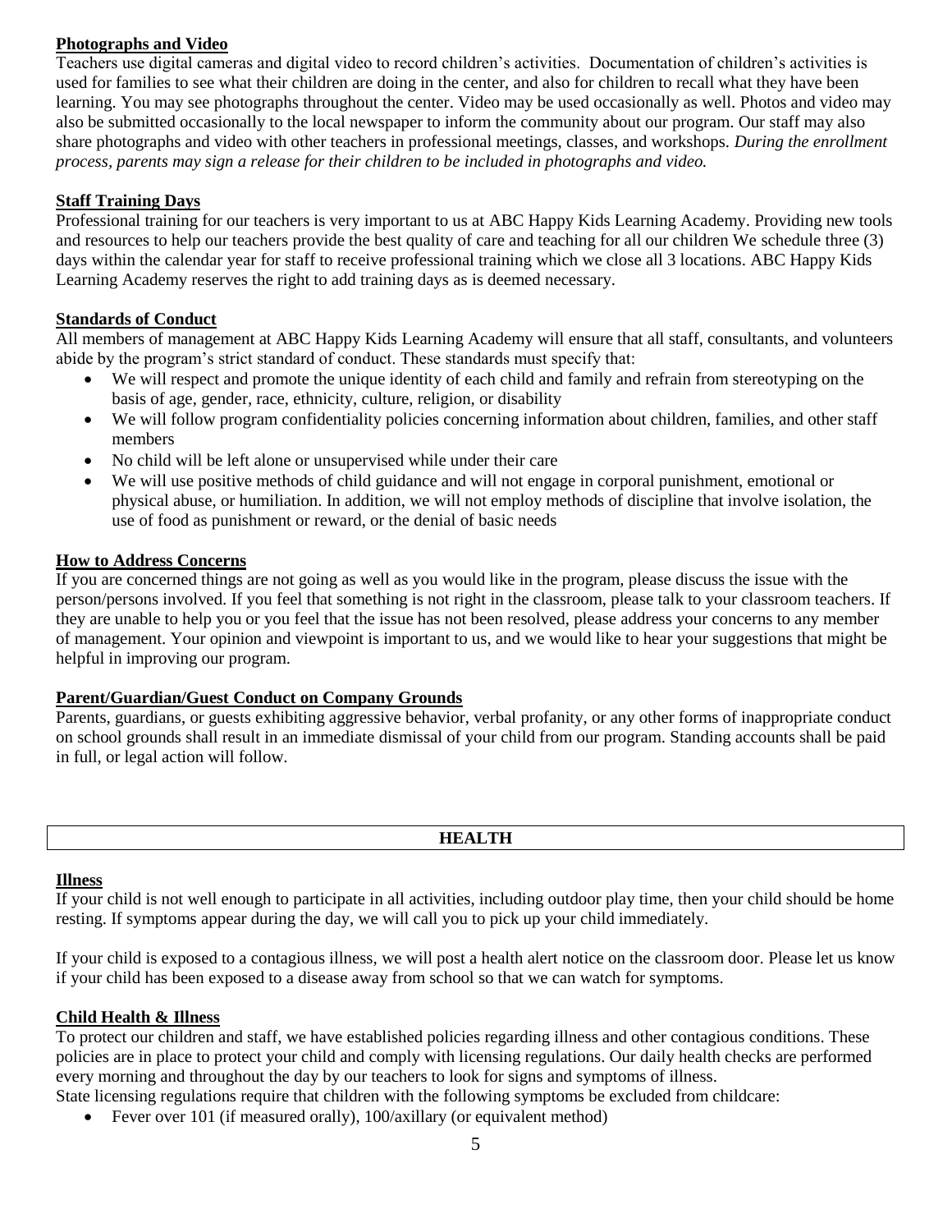## Photographs and Video

Teachers use digital cameras and digital video to record children's activities. Documentation of children's activities is used for families to see what their children are doing in the center, and also for children to recall what they have been learning. You may see photographs throughout the center. Video may be used occasionally as well. Photos and video may also be submitted occasionally to the local newspaper to inform the community about our program. Our staff may also share photographs and video with other teachers in professional meetings, classes, and workshops. *During the enrollment process, parents may sign a release for their children to be included in photographs and video.*

## Staff Training Days

Professional training for our teachers is very important to us at ABC Happy Kids Learning Academy. Providing new tools and resources to help our teachers provide the best quality of care and teaching for all our children We schedule three (3) days within the calendar year for staff to receive professional training which we close all 3 locations. ABC Happy Kids Learning Academy reserves the right to add training days as is deemed necessary.

## Standards of Conduct

All members of management at ABC Happy Kids Learning Academy will ensure that all staff, consultants, and volunteers abide by the program's strict standard of conduct. These standards must specify that:

- We will respect and promote the unique identity of each child and family and refrain from stereotyping on the basis of age, gender, race, ethnicity, culture, religion, or disability
- We will follow program confidentiality policies concerning information about children, families, and other staff members
- No child will be left alone or unsupervised while under their care
- We will use positive methods of child guidance and will not engage in corporal punishment, emotional or physical abuse, or humiliation. In addition, we will not employ methods of discipline that involve isolation, the use of food as punishment or reward, or the denial of basic needs

## How to Address Concerns

If you are concerned things are not going as well as you would like in the program, please discuss the issue with the person/persons involved. If you feel that something is not right in the classroom, please talk to your classroom teachers. If they are unable to help you or you feel that the issue has not been resolved, please address your concerns to any member of management. Your opinion and viewpoint is important to us, and we would like to hear your suggestions that might be helpful in improving our program.

## Parent/Guardian/Guest Conduct on Company Grounds

Parents, guardians, or guests exhibiting aggressive behavior, verbal profanity, or any other forms of inappropriate conduct on school grounds shall result in an immediate dismissal of your child from our program. Standing accounts shall be paid in full, or legal action will follow.

# HEALTH

## Illness

If your child is not well enough to participate in all activities, including outdoor play time, then your child should be home resting. If symptoms appear during the day, we will call you to pick up your child immediately.

If your child is exposed to a contagious illness, we will post a health alert notice on the classroom door. Please let us know if your child has been exposed to a disease away from school so that we can watch for symptoms.

## Child Health & Illness

To protect our children and staff, we have established policies regarding illness and other contagious conditions. These policies are in place to protect your child and comply with licensing regulations. Our daily health checks are performed every morning and throughout the day by our teachers to look for signs and symptoms of illness.

State licensing regulations require that children with the following symptoms be excluded from childcare:

- Fever over 101 (if measured orally), 100/axillary (or equivalent method)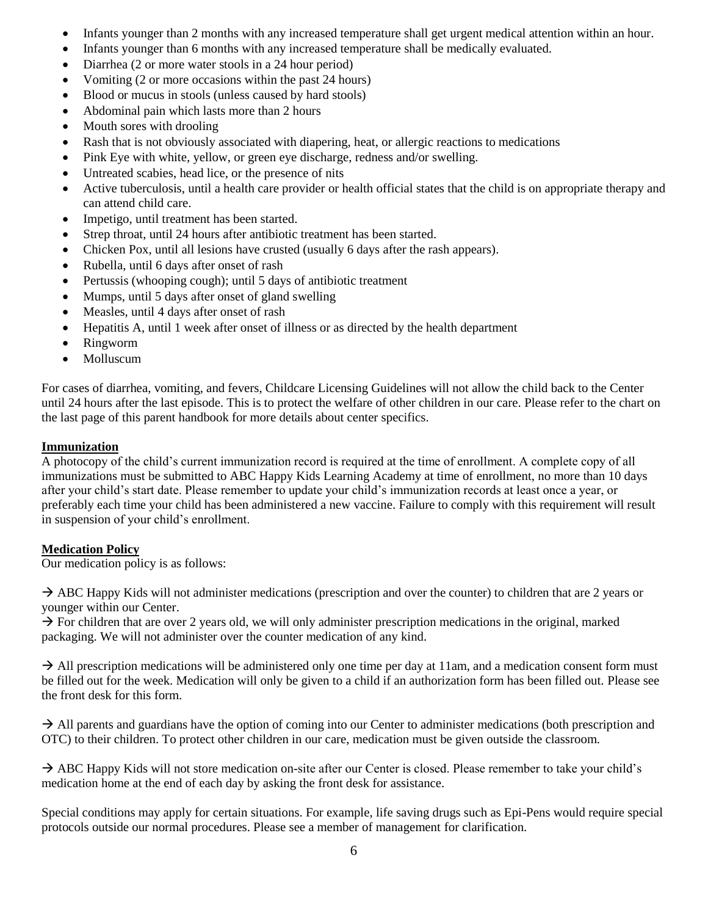- Infants younger than 2 months with any increased temperature shall get urgent medical attention within an hour.
- Infants younger than 6 months with any increased temperature shall be medically evaluated.
- Diarrhea (2 or more water stools in a 24 hour period)
- Vomiting (2 or more occasions within the past 24 hours)
- Blood or mucus in stools (unless caused by hard stools)
- Abdominal pain which lasts more than 2 hours
- Mouth sores with drooling
- Rash that is not obviously associated with diapering, heat, or allergic reactions to medications
- Pink Eye with white, yellow, or green eye discharge, redness and/or swelling.
- Untreated scabies, head lice, or the presence of nits
- Active tuberculosis, until a health care provider or health official states that the child is on appropriate therapy and can attend child care.
- Impetigo, until treatment has been started.
- Strep throat, until 24 hours after antibiotic treatment has been started.
- Chicken Pox, until all lesions have crusted (usually 6 days after the rash appears).
- Rubella, until 6 days after onset of rash
- Pertussis (whooping cough); until 5 days of antibiotic treatment
- Mumps, until 5 days after onset of gland swelling
- Measles, until 4 days after onset of rash
- Hepatitis A, until 1 week after onset of illness or as directed by the health department
- Ringworm
- Molluscum

For cases of diarrhea, vomiting, and fevers, Childcare Licensing Guidelines will not allow the child back to the Center until 24 hours after the last episode. This is to protect the welfare of other children in our care. Please refer to the chart on the last page of this parent handbook for more details about center specifics.

**Immunization**

A photocopy of the child's current immunization record is required at the time of enrollment. A complete copy of all immunizations must be submitted to ABC Happy Kids Learning Academy at time of enrollment, no more than 10 days after your child's start date. Please remember to update your child's immunization records at least once a year, or preferably each time your child has been administered a new vaccine. Failure to comply with this requirement will result in suspension of your child's enrollment.

**Medication Policy**

Our medication policy is as follows:

→ ABC Happy Kids will not administer medications (prescription and over the counter) to children that are 2 years or younger within our Center.
→ For children that are over 2 years old, we will only administer prescription medications in the original, marked packaging. We will not administer over the counter medication of any kind.

→ All prescription medications will be administered only one time per day at 11am, and a medication consent form must be filled out for the week. Medication will only be given to a child if an authorization form has been filled out. Please see the front desk for this form.

→ All parents and guardians have the option of coming into our Center to administer medications (both prescription and OTC) to their children. To protect other children in our care, medication must be given outside the classroom.

→ ABC Happy Kids will not store medication on-site after our Center is closed. Please remember to take your child's medication home at the end of each day by asking the front desk for assistance.

Special conditions may apply for certain situations. For example, life saving drugs such as Epi-Pens would require special protocols outside our normal procedures. Please see a member of management for clarification.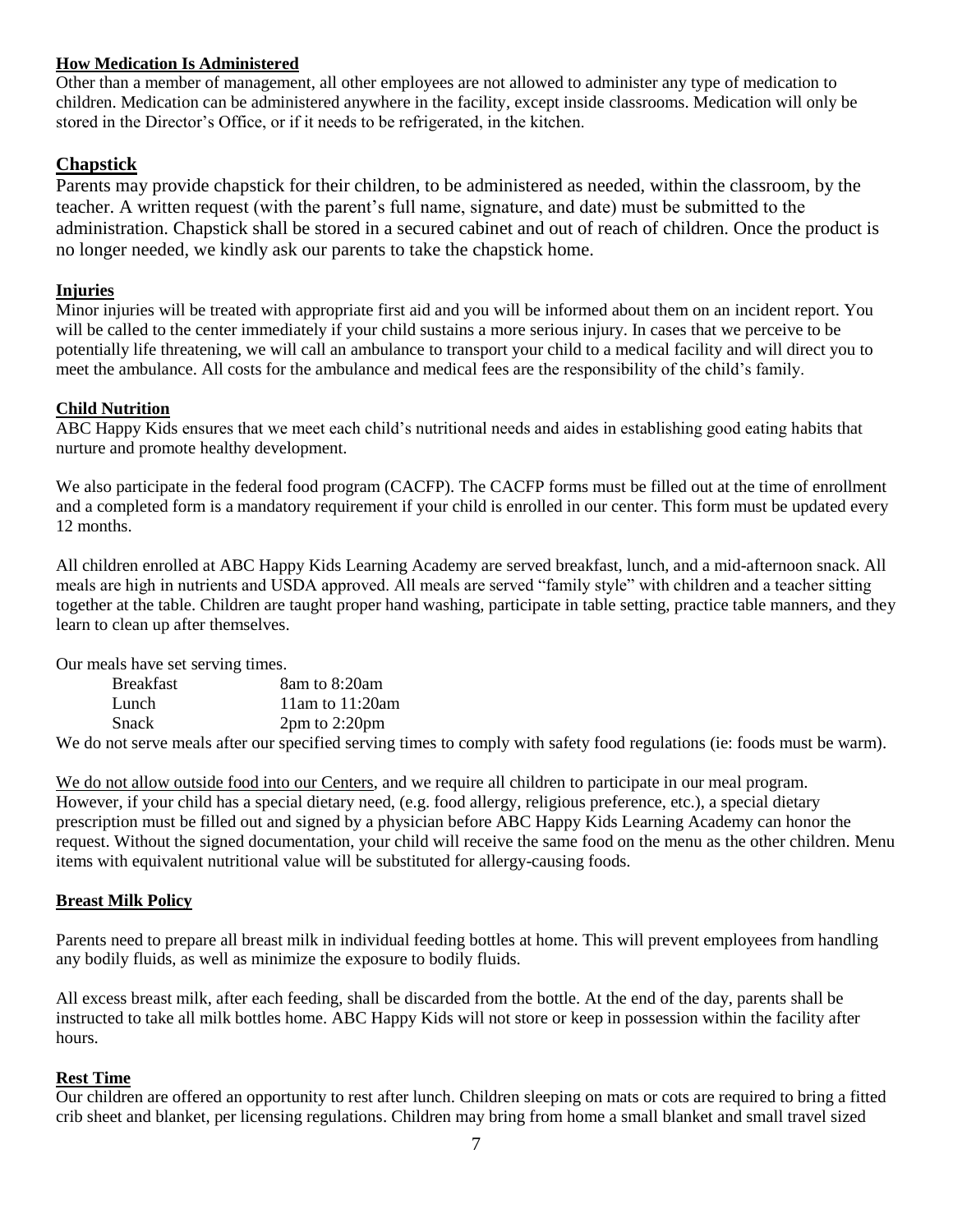### How Medication Is Administered

Other than a member of management, all other employees are not allowed to administer any type of medication to children. Medication can be administered anywhere in the facility, except inside classrooms. Medication will only be stored in the Director's Office, or if it needs to be refrigerated, in the kitchen.

### Chapstick

Parents may provide chapstick for their children, to be administered as needed, within the classroom, by the teacher. A written request (with the parent's full name, signature, and date) must be submitted to the administration. Chapstick shall be stored in a secured cabinet and out of reach of children. Once the product is no longer needed, we kindly ask our parents to take the chapstick home.

### Injuries

Minor injuries will be treated with appropriate first aid and you will be informed about them on an incident report. You will be called to the center immediately if your child sustains a more serious injury. In cases that we perceive to be potentially life threatening, we will call an ambulance to transport your child to a medical facility and will direct you to meet the ambulance. All costs for the ambulance and medical fees are the responsibility of the child's family.

### Child Nutrition

ABC Happy Kids ensures that we meet each child's nutritional needs and aides in establishing good eating habits that nurture and promote healthy development.

We also participate in the federal food program (CACFP). The CACFP forms must be filled out at the time of enrollment and a completed form is a mandatory requirement if your child is enrolled in our center. This form must be updated every 12 months.

All children enrolled at ABC Happy Kids Learning Academy are served breakfast, lunch, and a mid-afternoon snack. All meals are high in nutrients and USDA approved. All meals are served "family style" with children and a teacher sitting together at the table. Children are taught proper hand washing, participate in table setting, practice table manners, and they learn to clean up after themselves.

Our meals have set serving times.

| | |
|---|---|
| Breakfast | 8am to 8:20am |
| Lunch | 11am to 11:20am |
| Snack | 2pm to 2:20pm |

We do not serve meals after our specified serving times to comply with safety food regulations (ie: foods must be warm).

We do not allow outside food into our Centers, and we require all children to participate in our meal program. However, if your child has a special dietary need, (e.g. food allergy, religious preference, etc.), a special dietary prescription must be filled out and signed by a physician before ABC Happy Kids Learning Academy can honor the request. Without the signed documentation, your child will receive the same food on the menu as the other children. Menu items with equivalent nutritional value will be substituted for allergy-causing foods.

### Breast Milk Policy

Parents need to prepare all breast milk in individual feeding bottles at home. This will prevent employees from handling any bodily fluids, as well as minimize the exposure to bodily fluids.

All excess breast milk, after each feeding, shall be discarded from the bottle. At the end of the day, parents shall be instructed to take all milk bottles home. ABC Happy Kids will not store or keep in possession within the facility after hours.

### Rest Time

Our children are offered an opportunity to rest after lunch. Children sleeping on mats or cots are required to bring a fitted crib sheet and blanket, per licensing regulations. Children may bring from home a small blanket and small travel sized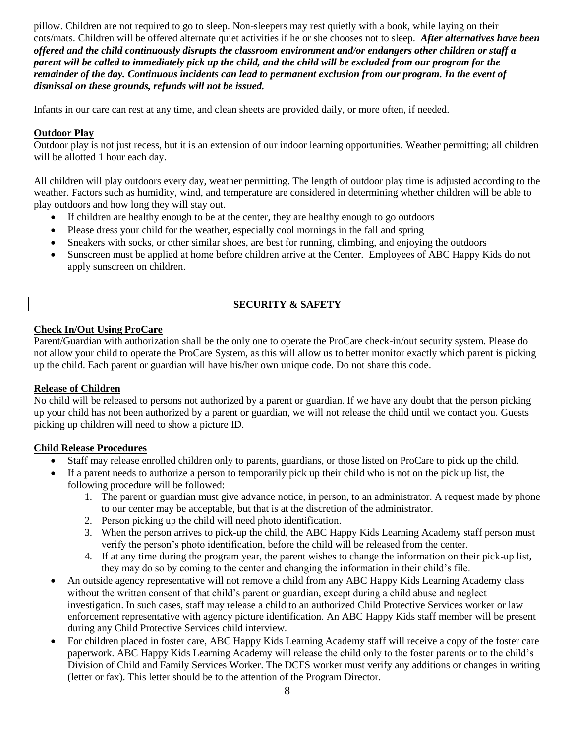pillow. Children are not required to go to sleep. Non-sleepers may rest quietly with a book, while laying on their cots/mats. Children will be offered alternate quiet activities if he or she chooses not to sleep. ***After alternatives have been offered and the child continuously disrupts the classroom environment and/or endangers other children or staff a parent will be called to immediately pick up the child, and the child will be excluded from our program for the remainder of the day. Continuous incidents can lead to permanent exclusion from our program. In the event of dismissal on these grounds, refunds will not be issued.***

Infants in our care can rest at any time, and clean sheets are provided daily, or more often, if needed.

**Outdoor Play**

Outdoor play is not just recess, but it is an extension of our indoor learning opportunities. Weather permitting; all children will be allotted 1 hour each day.

All children will play outdoors every day, weather permitting. The length of outdoor play time is adjusted according to the weather. Factors such as humidity, wind, and temperature are considered in determining whether children will be able to play outdoors and how long they will stay out.

- If children are healthy enough to be at the center, they are healthy enough to go outdoors
- Please dress your child for the weather, especially cool mornings in the fall and spring
- Sneakers with socks, or other similar shoes, are best for running, climbing, and enjoying the outdoors
- Sunscreen must be applied at home before children arrive at the Center. Employees of ABC Happy Kids do not apply sunscreen on children.

## SECURITY & SAFETY

**Check In/Out Using ProCare**

Parent/Guardian with authorization shall be the only one to operate the ProCare check-in/out security system. Please do not allow your child to operate the ProCare System, as this will allow us to better monitor exactly which parent is picking up the child. Each parent or guardian will have his/her own unique code. Do not share this code.

**Release of Children**

No child will be released to persons not authorized by a parent or guardian. If we have any doubt that the person picking up your child has not been authorized by a parent or guardian, we will not release the child until we contact you. Guests picking up children will need to show a picture ID.

**Child Release Procedures**

- Staff may release enrolled children only to parents, guardians, or those listed on ProCare to pick up the child.
- If a parent needs to authorize a person to temporarily pick up their child who is not on the pick up list, the following procedure will be followed:
    1. The parent or guardian must give advance notice, in person, to an administrator. A request made by phone to our center may be acceptable, but that is at the discretion of the administrator.
    2. Person picking up the child will need photo identification.
    3. When the person arrives to pick-up the child, the ABC Happy Kids Learning Academy staff person must verify the person's photo identification, before the child will be released from the center.
    4. If at any time during the program year, the parent wishes to change the information on their pick-up list, they may do so by coming to the center and changing the information in their child's file.
- An outside agency representative will not remove a child from any ABC Happy Kids Learning Academy class without the written consent of that child's parent or guardian, except during a child abuse and neglect investigation. In such cases, staff may release a child to an authorized Child Protective Services worker or law enforcement representative with agency picture identification. An ABC Happy Kids staff member will be present during any Child Protective Services child interview.
- For children placed in foster care, ABC Happy Kids Learning Academy staff will receive a copy of the foster care paperwork. ABC Happy Kids Learning Academy will release the child only to the foster parents or to the child's Division of Child and Family Services Worker. The DCFS worker must verify any additions or changes in writing (letter or fax). This letter should be to the attention of the Program Director.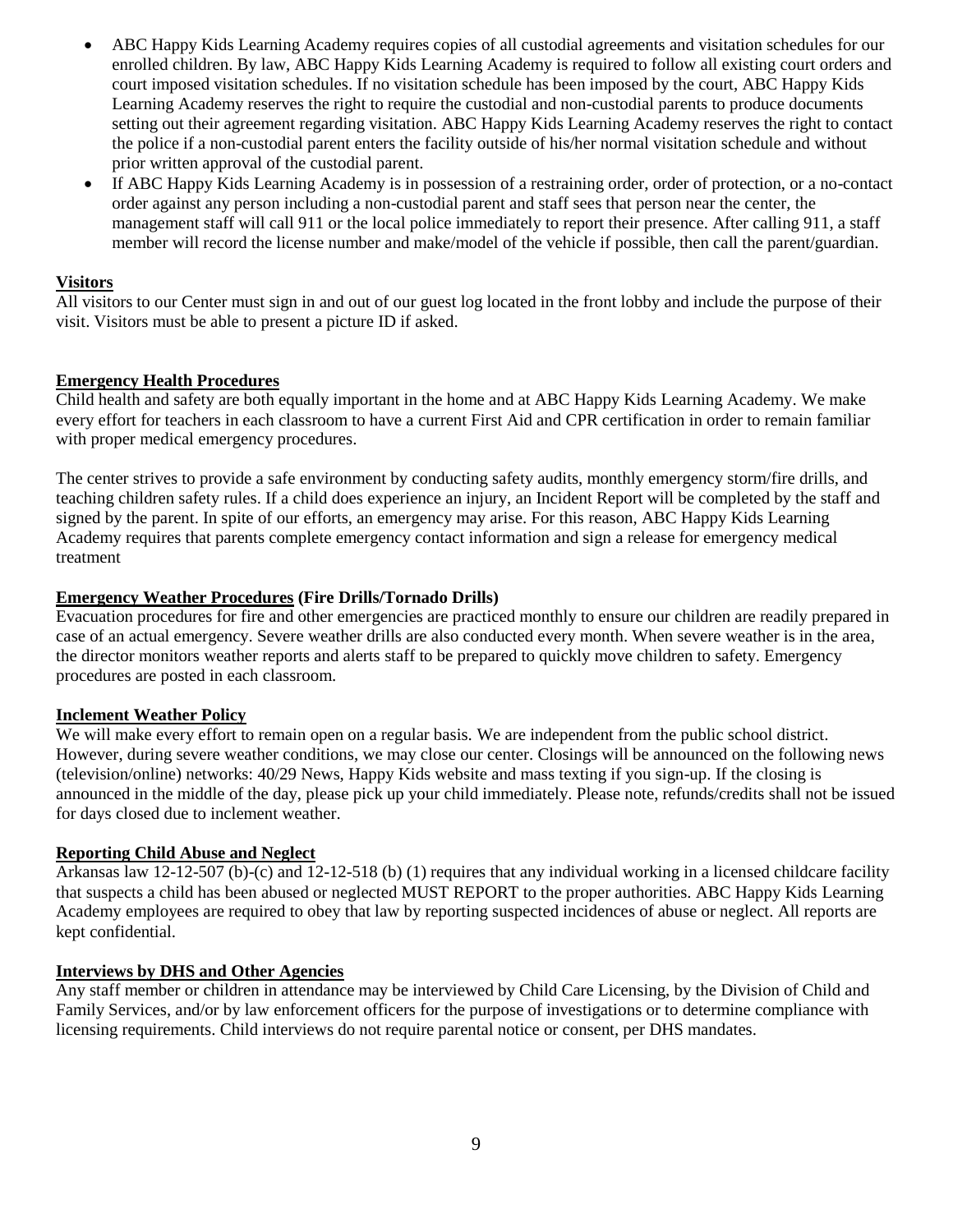- ABC Happy Kids Learning Academy requires copies of all custodial agreements and visitation schedules for our enrolled children. By law, ABC Happy Kids Learning Academy is required to follow all existing court orders and court imposed visitation schedules. If no visitation schedule has been imposed by the court, ABC Happy Kids Learning Academy reserves the right to require the custodial and non-custodial parents to produce documents setting out their agreement regarding visitation. ABC Happy Kids Learning Academy reserves the right to contact the police if a non-custodial parent enters the facility outside of his/her normal visitation schedule and without prior written approval of the custodial parent.
- If ABC Happy Kids Learning Academy is in possession of a restraining order, order of protection, or a no-contact order against any person including a non-custodial parent and staff sees that person near the center, the management staff will call 911 or the local police immediately to report their presence. After calling 911, a staff member will record the license number and make/model of the vehicle if possible, then call the parent/guardian.

**Visitors**

All visitors to our Center must sign in and out of our guest log located in the front lobby and include the purpose of their visit. Visitors must be able to present a picture ID if asked.

**Emergency Health Procedures**

Child health and safety are both equally important in the home and at ABC Happy Kids Learning Academy. We make every effort for teachers in each classroom to have a current First Aid and CPR certification in order to remain familiar with proper medical emergency procedures.

The center strives to provide a safe environment by conducting safety audits, monthly emergency storm/fire drills, and teaching children safety rules. If a child does experience an injury, an Incident Report will be completed by the staff and signed by the parent. In spite of our efforts, an emergency may arise. For this reason, ABC Happy Kids Learning Academy requires that parents complete emergency contact information and sign a release for emergency medical treatment

**Emergency Weather Procedures (Fire Drills/Tornado Drills)**

Evacuation procedures for fire and other emergencies are practiced monthly to ensure our children are readily prepared in case of an actual emergency. Severe weather drills are also conducted every month. When severe weather is in the area, the director monitors weather reports and alerts staff to be prepared to quickly move children to safety. Emergency procedures are posted in each classroom.

**Inclement Weather Policy**

We will make every effort to remain open on a regular basis. We are independent from the public school district. However, during severe weather conditions, we may close our center. Closings will be announced on the following news (television/online) networks: 40/29 News, Happy Kids website and mass texting if you sign-up. If the closing is announced in the middle of the day, please pick up your child immediately. Please note, refunds/credits shall not be issued for days closed due to inclement weather.

**Reporting Child Abuse and Neglect**

Arkansas law 12-12-507 (b)-(c) and 12-12-518 (b) (1) requires that any individual working in a licensed childcare facility that suspects a child has been abused or neglected MUST REPORT to the proper authorities. ABC Happy Kids Learning Academy employees are required to obey that law by reporting suspected incidences of abuse or neglect. All reports are kept confidential.

**Interviews by DHS and Other Agencies**

Any staff member or children in attendance may be interviewed by Child Care Licensing, by the Division of Child and Family Services, and/or by law enforcement officers for the purpose of investigations or to determine compliance with licensing requirements. Child interviews do not require parental notice or consent, per DHS mandates.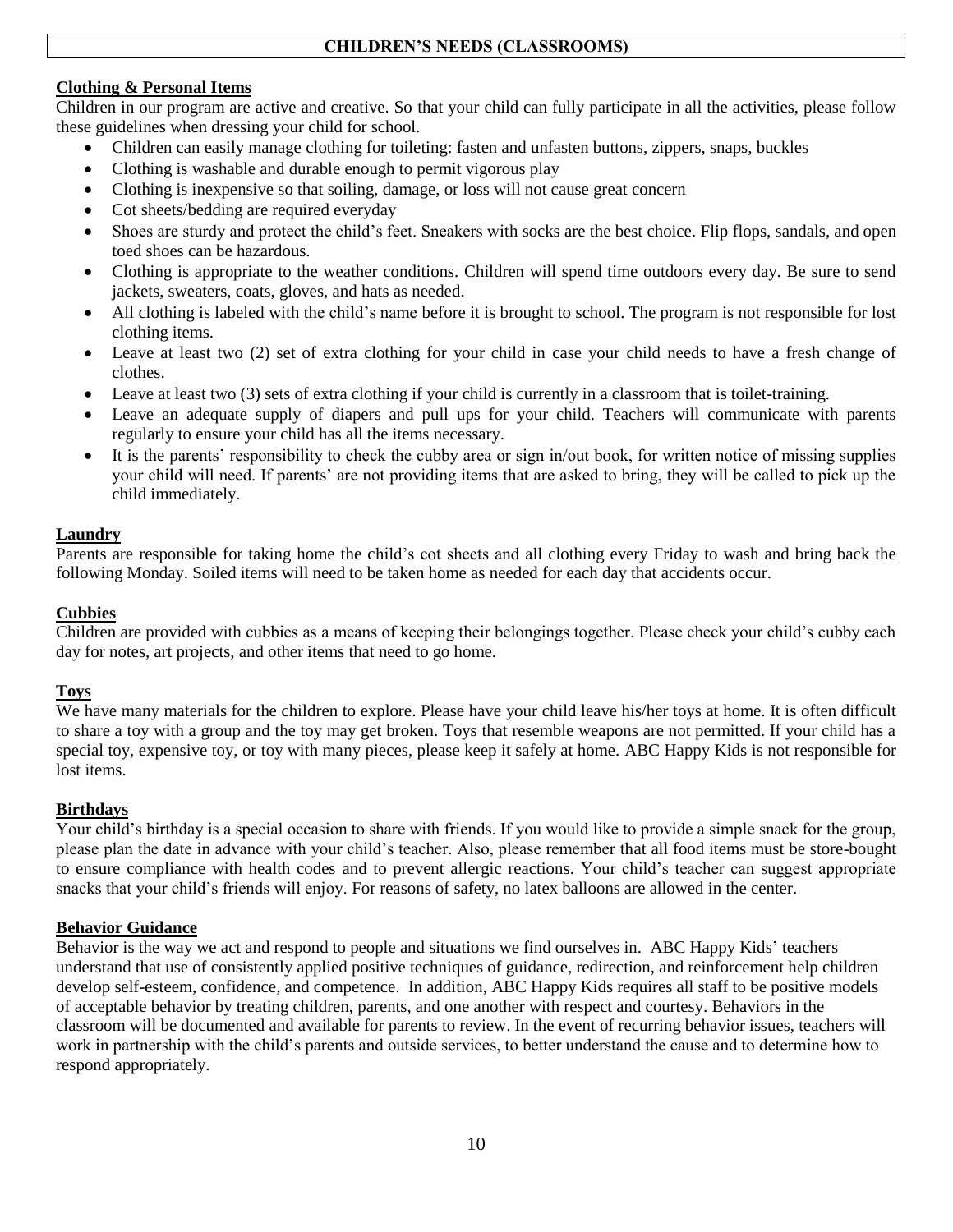## CHILDREN'S NEEDS (CLASSROOMS)

**Clothing & Personal Items**

Children in our program are active and creative. So that your child can fully participate in all the activities, please follow these guidelines when dressing your child for school.

- Children can easily manage clothing for toileting: fasten and unfasten buttons, zippers, snaps, buckles
- Clothing is washable and durable enough to permit vigorous play
- Clothing is inexpensive so that soiling, damage, or loss will not cause great concern
- Cot sheets/bedding are required everyday
- Shoes are sturdy and protect the child's feet. Sneakers with socks are the best choice. Flip flops, sandals, and open toed shoes can be hazardous.
- Clothing is appropriate to the weather conditions. Children will spend time outdoors every day. Be sure to send jackets, sweaters, coats, gloves, and hats as needed.
- All clothing is labeled with the child's name before it is brought to school. The program is not responsible for lost clothing items.
- Leave at least two (2) set of extra clothing for your child in case your child needs to have a fresh change of clothes.
- Leave at least two (3) sets of extra clothing if your child is currently in a classroom that is toilet-training.
- Leave an adequate supply of diapers and pull ups for your child. Teachers will communicate with parents regularly to ensure your child has all the items necessary.
- It is the parents' responsibility to check the cubby area or sign in/out book, for written notice of missing supplies your child will need. If parents' are not providing items that are asked to bring, they will be called to pick up the child immediately.

**Laundry**

Parents are responsible for taking home the child's cot sheets and all clothing every Friday to wash and bring back the following Monday. Soiled items will need to be taken home as needed for each day that accidents occur.

**Cubbies**

Children are provided with cubbies as a means of keeping their belongings together. Please check your child's cubby each day for notes, art projects, and other items that need to go home.

**Toys**

We have many materials for the children to explore. Please have your child leave his/her toys at home. It is often difficult to share a toy with a group and the toy may get broken. Toys that resemble weapons are not permitted. If your child has a special toy, expensive toy, or toy with many pieces, please keep it safely at home. ABC Happy Kids is not responsible for lost items.

**Birthdays**

Your child's birthday is a special occasion to share with friends. If you would like to provide a simple snack for the group, please plan the date in advance with your child's teacher. Also, please remember that all food items must be store-bought to ensure compliance with health codes and to prevent allergic reactions. Your child's teacher can suggest appropriate snacks that your child's friends will enjoy. For reasons of safety, no latex balloons are allowed in the center.

**Behavior Guidance**

Behavior is the way we act and respond to people and situations we find ourselves in. ABC Happy Kids' teachers understand that use of consistently applied positive techniques of guidance, redirection, and reinforcement help children develop self-esteem, confidence, and competence. In addition, ABC Happy Kids requires all staff to be positive models of acceptable behavior by treating children, parents, and one another with respect and courtesy. Behaviors in the classroom will be documented and available for parents to review. In the event of recurring behavior issues, teachers will work in partnership with the child's parents and outside services, to better understand the cause and to determine how to respond appropriately.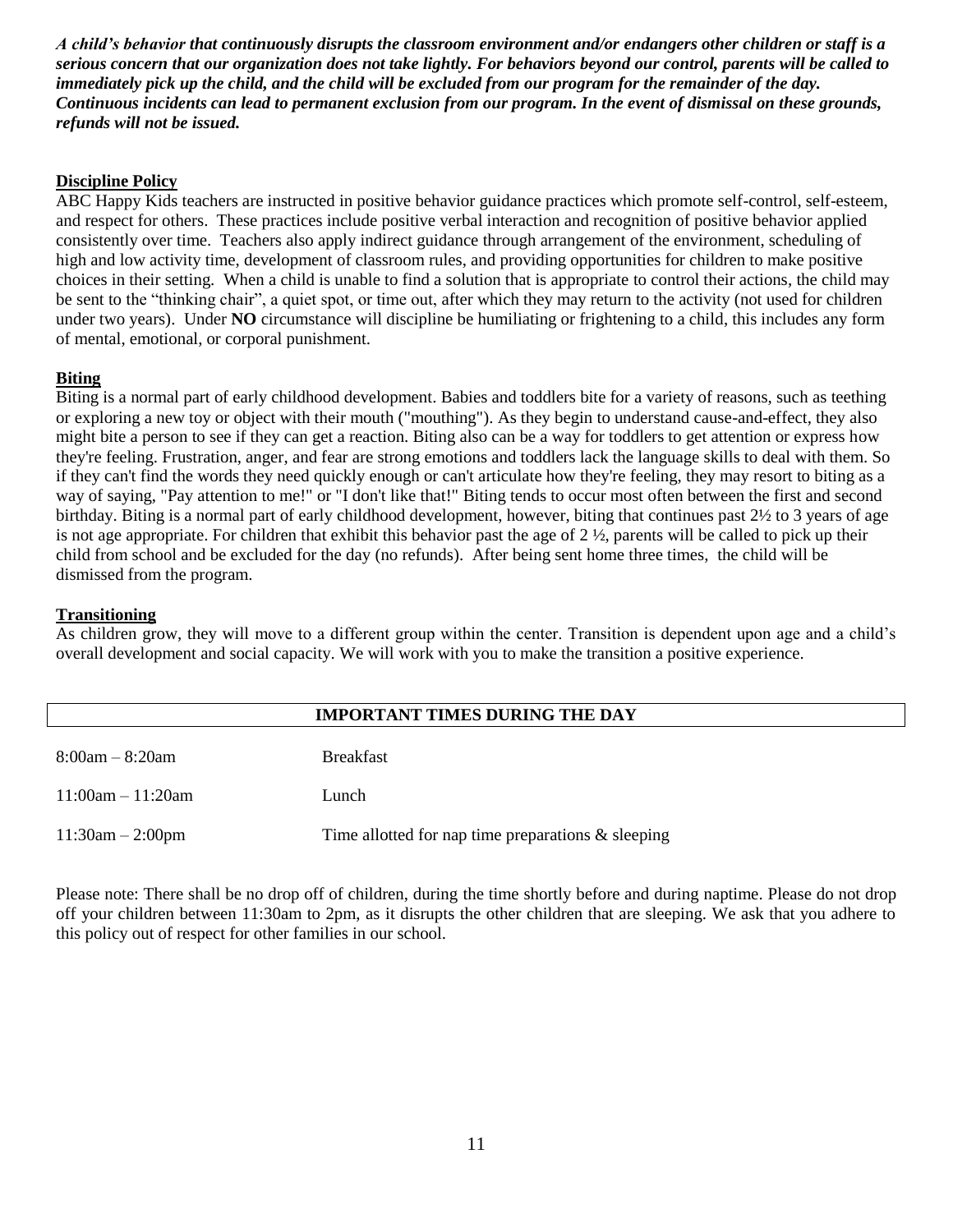***A child's behavior that continuously disrupts the classroom environment and/or endangers other children or staff is a serious concern that our organization does not take lightly. For behaviors beyond our control, parents will be called to immediately pick up the child, and the child will be excluded from our program for the remainder of the day. Continuous incidents can lead to permanent exclusion from our program. In the event of dismissal on these grounds, refunds will not be issued.***

**Discipline Policy**

ABC Happy Kids teachers are instructed in positive behavior guidance practices which promote self-control, self-esteem, and respect for others. These practices include positive verbal interaction and recognition of positive behavior applied consistently over time. Teachers also apply indirect guidance through arrangement of the environment, scheduling of high and low activity time, development of classroom rules, and providing opportunities for children to make positive choices in their setting. When a child is unable to find a solution that is appropriate to control their actions, the child may be sent to the "thinking chair", a quiet spot, or time out, after which they may return to the activity (not used for children under two years). Under **NO** circumstance will discipline be humiliating or frightening to a child, this includes any form of mental, emotional, or corporal punishment.

**Biting**

Biting is a normal part of early childhood development. Babies and toddlers bite for a variety of reasons, such as teething or exploring a new toy or object with their mouth ("mouthing"). As they begin to understand cause-and-effect, they also might bite a person to see if they can get a reaction. Biting also can be a way for toddlers to get attention or express how they're feeling. Frustration, anger, and fear are strong emotions and toddlers lack the language skills to deal with them. So if they can't find the words they need quickly enough or can't articulate how they're feeling, they may resort to biting as a way of saying, "Pay attention to me!" or "I don't like that!" Biting tends to occur most often between the first and second birthday. Biting is a normal part of early childhood development, however, biting that continues past 2½ to 3 years of age is not age appropriate. For children that exhibit this behavior past the age of 2 ½, parents will be called to pick up their child from school and be excluded for the day (no refunds). After being sent home three times, the child will be dismissed from the program.

**Transitioning**

As children grow, they will move to a different group within the center. Transition is dependent upon age and a child's overall development and social capacity. We will work with you to make the transition a positive experience.

**IMPORTANT TIMES DURING THE DAY**

| | |
|---|---|
| 8:00am – 8:20am | Breakfast |
| 11:00am – 11:20am | Lunch |
| 11:30am – 2:00pm | Time allotted for nap time preparations & sleeping |

Please note: There shall be no drop off of children, during the time shortly before and during naptime. Please do not drop off your children between 11:30am to 2pm, as it disrupts the other children that are sleeping. We ask that you adhere to this policy out of respect for other families in our school.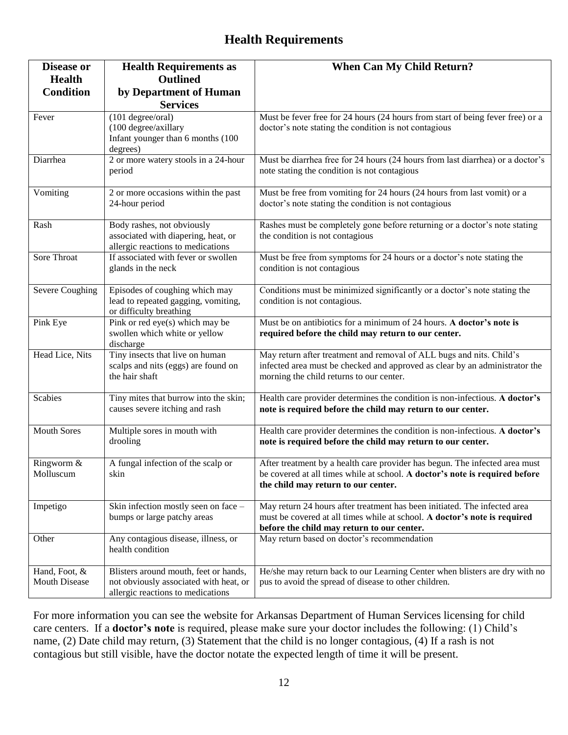## Health Requirements

| Disease or Health Condition | Health Requirements as Outlined by Department of Human Services | When Can My Child Return? |
|---|---|---|
| Fever | (101 degree/oral) (100 degree/axillary Infant younger than 6 months (100 degrees) | Must be fever free for 24 hours (24 hours from start of being fever free) or a doctor's note stating the condition is not contagious |
| Diarrhea | 2 or more watery stools in a 24-hour period | Must be diarrhea free for 24 hours (24 hours from last diarrhea) or a doctor's note stating the condition is not contagious |
| Vomiting | 2 or more occasions within the past 24-hour period | Must be free from vomiting for 24 hours (24 hours from last vomit) or a doctor's note stating the condition is not contagious |
| Rash | Body rashes, not obviously associated with diapering, heat, or allergic reactions to medications | Rashes must be completely gone before returning or a doctor's note stating the condition is not contagious |
| Sore Throat | If associated with fever or swollen glands in the neck | Must be free from symptoms for 24 hours or a doctor's note stating the condition is not contagious |
| Severe Coughing | Episodes of coughing which may lead to repeated gagging, vomiting, or difficulty breathing | Conditions must be minimized significantly or a doctor's note stating the condition is not contagious. |
| Pink Eye | Pink or red eye(s) which may be swollen which white or yellow discharge | Must be on antibiotics for a minimum of 24 hours. **A doctor's note is required before the child may return to our center.** |
| Head Lice, Nits | Tiny insects that live on human scalps and nits (eggs) are found on the hair shaft | May return after treatment and removal of ALL bugs and nits. Child's infected area must be checked and approved as clear by an administrator the morning the child returns to our center. |
| Scabies | Tiny mites that burrow into the skin; causes severe itching and rash | Health care provider determines the condition is non-infectious. **A doctor's note is required before the child may return to our center.** |
| Mouth Sores | Multiple sores in mouth with drooling | Health care provider determines the condition is non-infectious. **A doctor's note is required before the child may return to our center.** |
| Ringworm & Molluscum | A fungal infection of the scalp or skin | After treatment by a health care provider has begun. The infected area must be covered at all times while at school. **A doctor's note is required before the child may return to our center.** |
| Impetigo | Skin infection mostly seen on face – bumps or large patchy areas | May return 24 hours after treatment has been initiated. The infected area must be covered at all times while at school. **A doctor's note is required before the child may return to our center.** |
| Other | Any contagious disease, illness, or health condition | May return based on doctor's recommendation |
| Hand, Foot, & Mouth Disease | Blisters around mouth, feet or hands, not obviously associated with heat, or allergic reactions to medications | He/she may return back to our Learning Center when blisters are dry with no pus to avoid the spread of disease to other children. |

For more information you can see the website for Arkansas Department of Human Services licensing for child care centers. If a **doctor's note** is required, please make sure your doctor includes the following: (1) Child's name, (2) Date child may return, (3) Statement that the child is no longer contagious, (4) If a rash is not contagious but still visible, have the doctor notate the expected length of time it will be present.